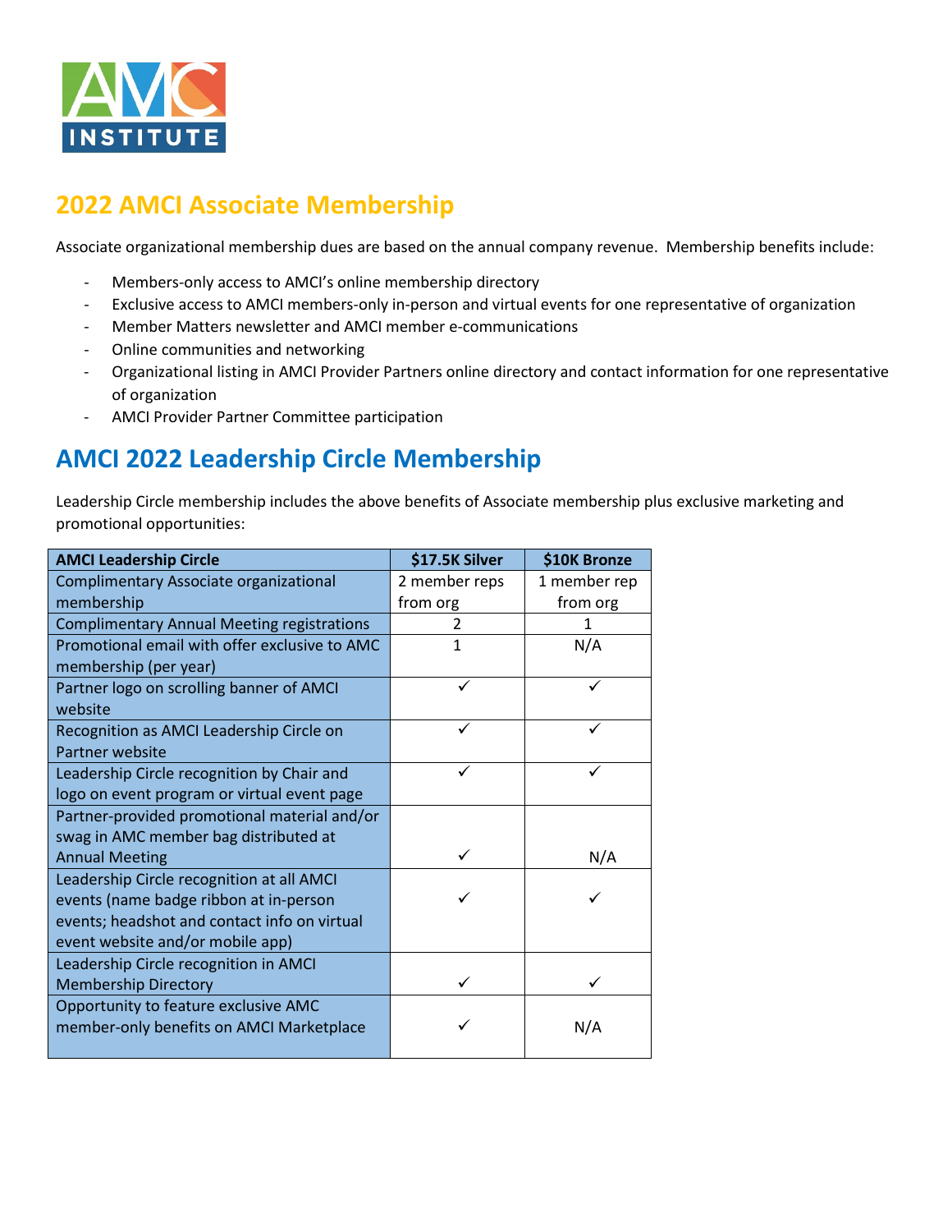## 2022 AMCI Associate Membership

Associate organizational membership dues are based on the annual company revenue. Membership benefits include:

- Members-only access to AMCI's online membership directory
- Exclusive access to AMCI members-only in-person and virtual events for one representative of organization
- Member Matters newsletter and AMCI member e-communications
- Online communities and networking
- Organizational listing in AMCI Provider Partners online directory and contact information for one representative of organization
- AMCI Provider Partner Committee participation

## AMCI 2022 Leadership Circle Membership

Leadership Circle membership includes the above benefits of Associate membership plus exclusive marketing and promotional opportunities:

| AMCI Leadership Circle | $17.5K Silver | $10K Bronze |
|---|---|---|
| Complimentary Associate organizational membership | 2 member reps from org | 1 member rep from org |
| Complimentary Annual Meeting registrations | 2 | 1 |
| Promotional email with offer exclusive to AMC membership (per year) | 1 | N/A |
| Partner logo on scrolling banner of AMCI website | ✓ | ✓ |
| Recognition as AMCI Leadership Circle on Partner website | ✓ | ✓ |
| Leadership Circle recognition by Chair and logo on event program or virtual event page | ✓ | ✓ |
| Partner-provided promotional material and/or swag in AMC member bag distributed at Annual Meeting | ✓ | N/A |
| Leadership Circle recognition at all AMCI events (name badge ribbon at in-person events; headshot and contact info on virtual event website and/or mobile app) | ✓ | ✓ |
| Leadership Circle recognition in AMCI Membership Directory | ✓ | ✓ |
| Opportunity to feature exclusive AMC member-only benefits on AMCI Marketplace | ✓ | N/A |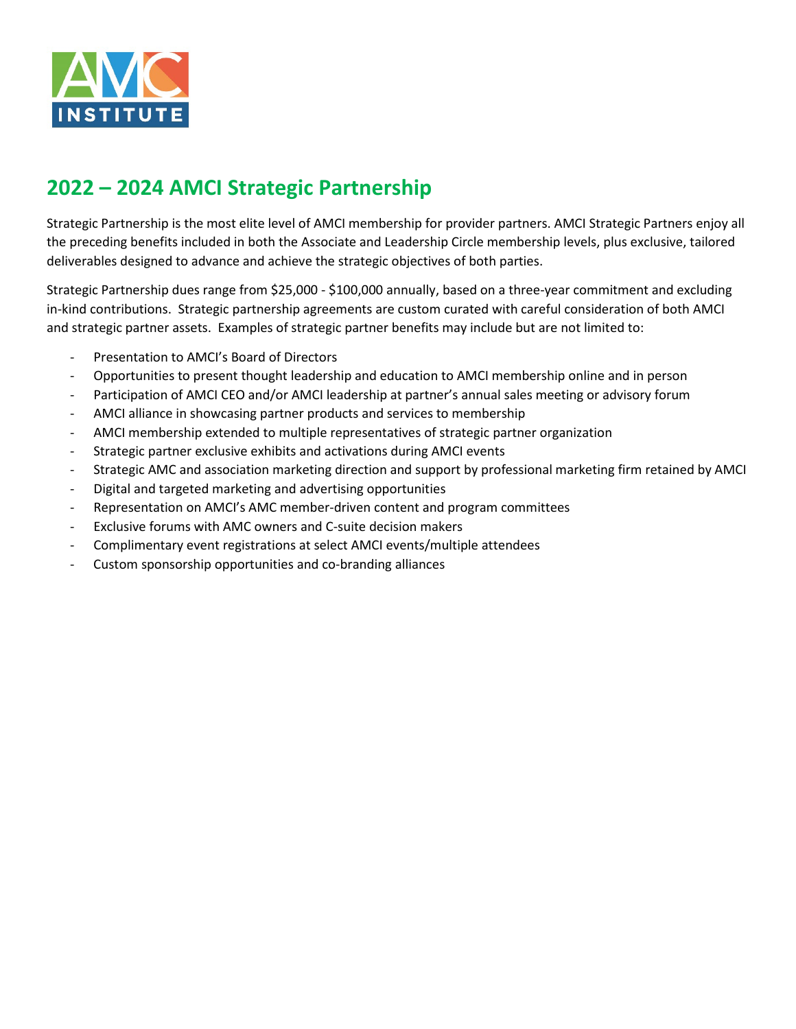## 2022 – 2024 AMCI Strategic Partnership

Strategic Partnership is the most elite level of AMCI membership for provider partners. AMCI Strategic Partners enjoy all the preceding benefits included in both the Associate and Leadership Circle membership levels, plus exclusive, tailored deliverables designed to advance and achieve the strategic objectives of both parties.

Strategic Partnership dues range from $25,000 - $100,000 annually, based on a three-year commitment and excluding in-kind contributions. Strategic partnership agreements are custom curated with careful consideration of both AMCI and strategic partner assets. Examples of strategic partner benefits may include but are not limited to:

- Presentation to AMCI's Board of Directors
- Opportunities to present thought leadership and education to AMCI membership online and in person
- Participation of AMCI CEO and/or AMCI leadership at partner's annual sales meeting or advisory forum
- AMCI alliance in showcasing partner products and services to membership
- AMCI membership extended to multiple representatives of strategic partner organization
- Strategic partner exclusive exhibits and activations during AMCI events
- Strategic AMC and association marketing direction and support by professional marketing firm retained by AMCI
- Digital and targeted marketing and advertising opportunities
- Representation on AMCI's AMC member-driven content and program committees
- Exclusive forums with AMC owners and C-suite decision makers
- Complimentary event registrations at select AMCI events/multiple attendees
- Custom sponsorship opportunities and co-branding alliances